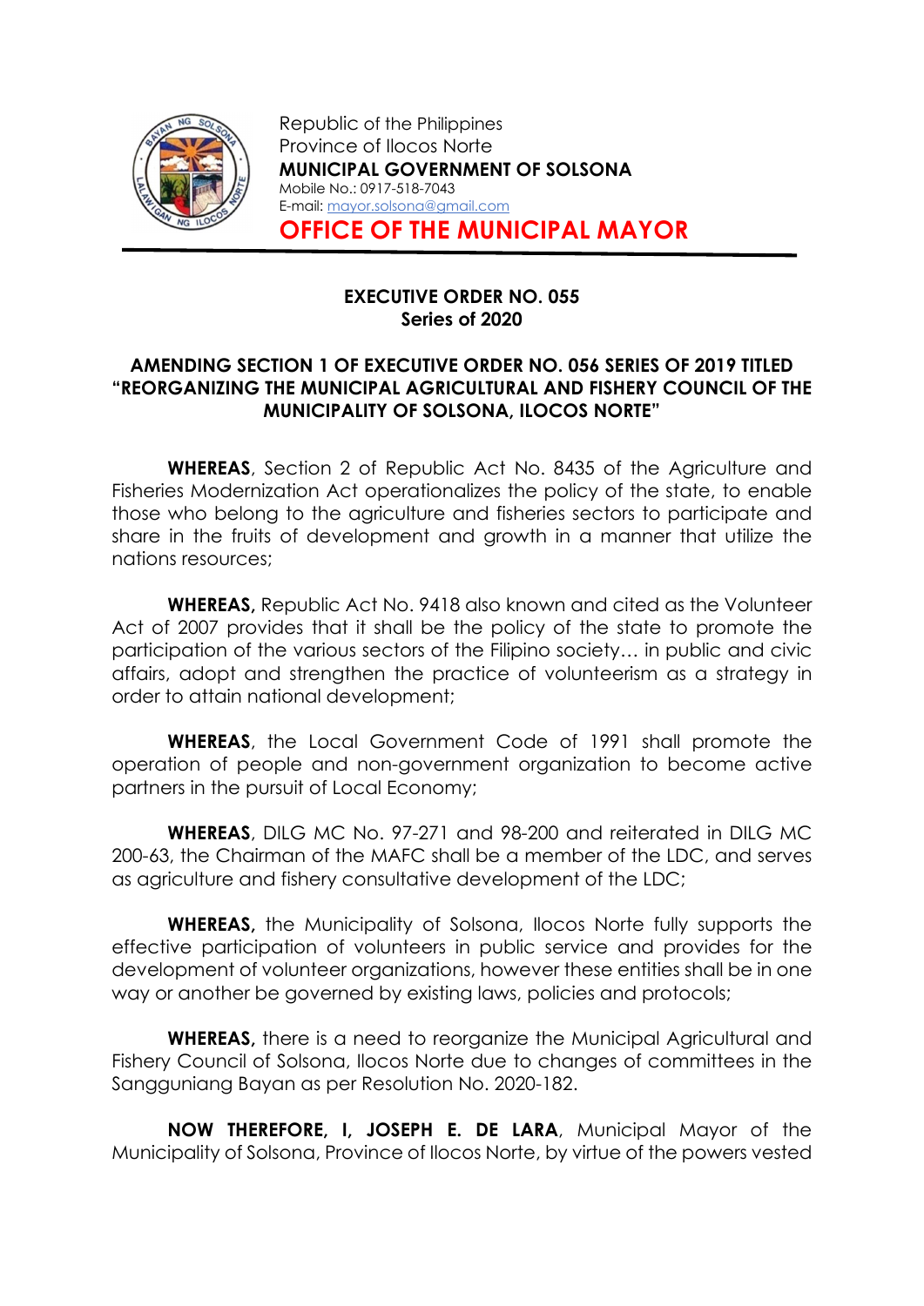Republic of the Philippines
Province of Ilocos Norte
**MUNICIPAL GOVERNMENT OF SOLSONA**
Mobile No.: 0917-518-7043
E-mail: mayor.solsona@gmail.com

**OFFICE OF THE MUNICIPAL MAYOR**

---

**EXECUTIVE ORDER NO. 055**
**Series of 2020**

**AMENDING SECTION 1 OF EXECUTIVE ORDER NO. 056 SERIES OF 2019 TITLED "REORGANIZING THE MUNICIPAL AGRICULTURAL AND FISHERY COUNCIL OF THE MUNICIPALITY OF SOLSONA, ILOCOS NORTE"**

**WHEREAS**, Section 2 of Republic Act No. 8435 of the Agriculture and Fisheries Modernization Act operationalizes the policy of the state, to enable those who belong to the agriculture and fisheries sectors to participate and share in the fruits of development and growth in a manner that utilize the nations resources;

**WHEREAS,** Republic Act No. 9418 also known and cited as the Volunteer Act of 2007 provides that it shall be the policy of the state to promote the participation of the various sectors of the Filipino society… in public and civic affairs, adopt and strengthen the practice of volunteerism as a strategy in order to attain national development;

**WHEREAS**, the Local Government Code of 1991 shall promote the operation of people and non-government organization to become active partners in the pursuit of Local Economy;

**WHEREAS**, DILG MC No. 97-271 and 98-200 and reiterated in DILG MC 200-63, the Chairman of the MAFC shall be a member of the LDC, and serves as agriculture and fishery consultative development of the LDC;

**WHEREAS,** the Municipality of Solsona, Ilocos Norte fully supports the effective participation of volunteers in public service and provides for the development of volunteer organizations, however these entities shall be in one way or another be governed by existing laws, policies and protocols;

**WHEREAS,** there is a need to reorganize the Municipal Agricultural and Fishery Council of Solsona, Ilocos Norte due to changes of committees in the Sangguniang Bayan as per Resolution No. 2020-182.

**NOW THEREFORE, I, JOSEPH E. DE LARA**, Municipal Mayor of the Municipality of Solsona, Province of Ilocos Norte, by virtue of the powers vested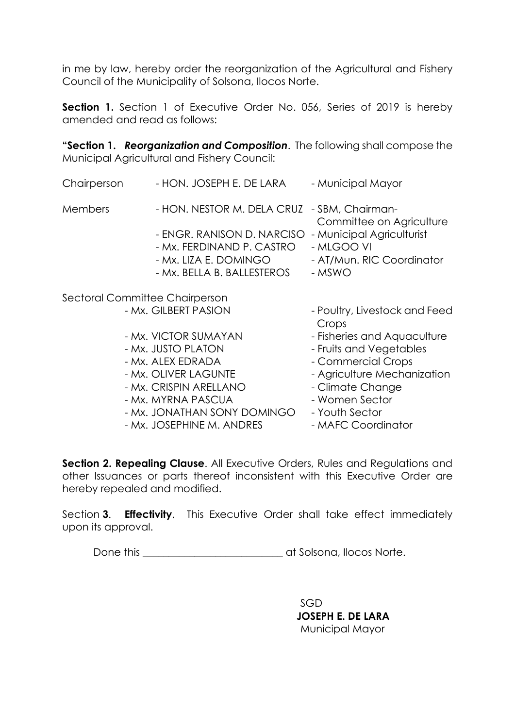in me by law, hereby order the reorganization of the Agricultural and Fishery Council of the Municipality of Solsona, Ilocos Norte.

**Section 1.** Section 1 of Executive Order No. 056, Series of 2019 is hereby amended and read as follows:

**"Section 1.** ***Reorganization and Composition***. The following shall compose the Municipal Agricultural and Fishery Council:

| | | |
|---|---|---|
| Chairperson | - HON. JOSEPH E. DE LARA | - Municipal Mayor |
| Members | - HON. NESTOR M. DELA CRUZ | - SBM, Chairman- Committee on Agriculture |
| | - ENGR. RANISON D. NARCISO | - Municipal Agriculturist |
| | - Mx. FERDINAND P. CASTRO | - MLGOO VI |
| | - Mx. LIZA E. DOMINGO | - AT/Mun. RIC Coordinator |
| | - Mx. BELLA B. BALLESTEROS | - MSWO |

Sectoral Committee Chairperson

| | |
|---|---|
| - Mx. GILBERT PASION | - Poultry, Livestock and Feed Crops |
| - Mx. VICTOR SUMAYAN | - Fisheries and Aquaculture |
| - Mx. JUSTO PLATON | - Fruits and Vegetables |
| - Mx. ALEX EDRADA | - Commercial Crops |
| - Mx. OLIVER LAGUNTE | - Agriculture Mechanization |
| - Mx. CRISPIN ARELLANO | - Climate Change |
| - Mx. MYRNA PASCUA | - Women Sector |
| - Mx. JONATHAN SONY DOMINGO | - Youth Sector |
| - Mx. JOSEPHINE M. ANDRES | - MAFC Coordinator |

**Section 2. Repealing Clause**. All Executive Orders, Rules and Regulations and other Issuances or parts thereof inconsistent with this Executive Order are hereby repealed and modified.

Section **3**. **Effectivity**. This Executive Order shall take effect immediately upon its approval.

Done this ___________________________ at Solsona, Ilocos Norte.

SGD
**JOSEPH E. DE LARA**
Municipal Mayor